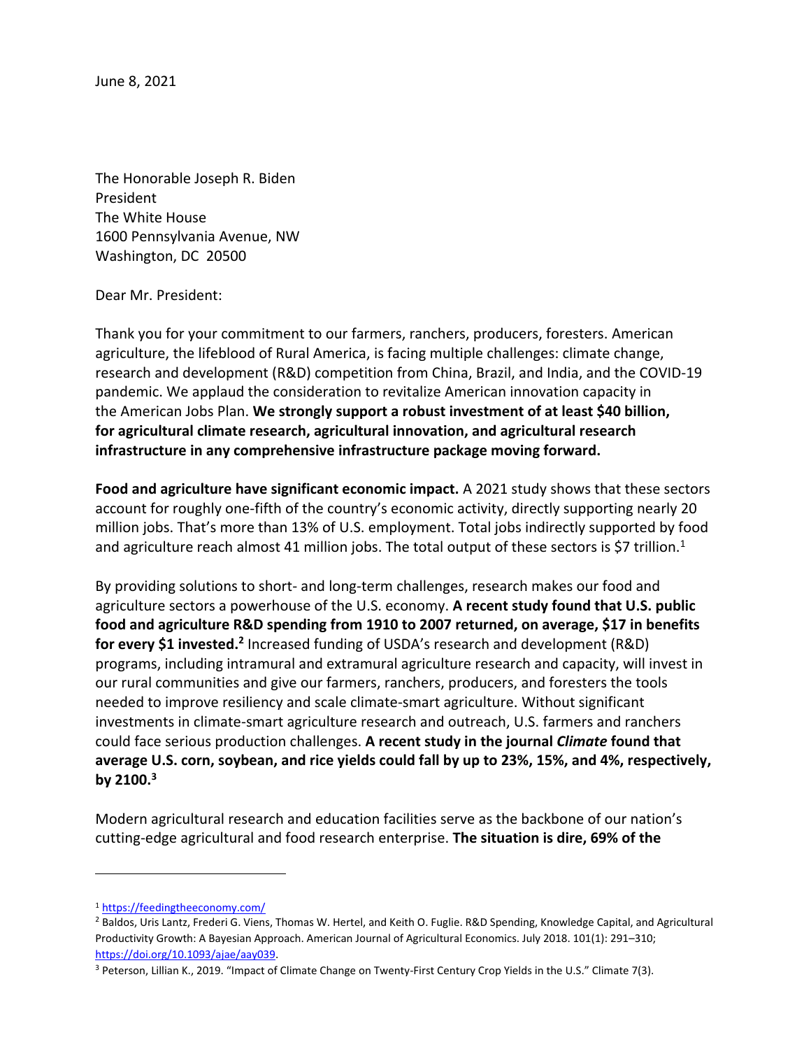June 8, 2021

The Honorable Joseph R. Biden
President
The White House
1600 Pennsylvania Avenue, NW
Washington, DC 20500

Dear Mr. President:

Thank you for your commitment to our farmers, ranchers, producers, foresters. American agriculture, the lifeblood of Rural America, is facing multiple challenges: climate change, research and development (R&D) competition from China, Brazil, and India, and the COVID-19 pandemic. We applaud the consideration to revitalize American innovation capacity in the American Jobs Plan. **We strongly support a robust investment of at least $40 billion, for agricultural climate research, agricultural innovation, and agricultural research infrastructure in any comprehensive infrastructure package moving forward.**

**Food and agriculture have significant economic impact.** A 2021 study shows that these sectors account for roughly one-fifth of the country's economic activity, directly supporting nearly 20 million jobs. That's more than 13% of U.S. employment. Total jobs indirectly supported by food and agriculture reach almost 41 million jobs. The total output of these sectors is $7 trillion.[1]

By providing solutions to short- and long-term challenges, research makes our food and agriculture sectors a powerhouse of the U.S. economy. **A recent study found that U.S. public food and agriculture R&D spending from 1910 to 2007 returned, on average, $17 in benefits for every $1 invested.[2]** Increased funding of USDA's research and development (R&D) programs, including intramural and extramural agriculture research and capacity, will invest in our rural communities and give our farmers, ranchers, producers, and foresters the tools needed to improve resiliency and scale climate-smart agriculture. Without significant investments in climate-smart agriculture research and outreach, U.S. farmers and ranchers could face serious production challenges. **A recent study in the journal *Climate* found that average U.S. corn, soybean, and rice yields could fall by up to 23%, 15%, and 4%, respectively, by 2100.[3]**

Modern agricultural research and education facilities serve as the backbone of our nation's cutting-edge agricultural and food research enterprise. **The situation is dire, 69% of the**

---

[1] https://feedingtheeconomy.com/

[2] Baldos, Uris Lantz, Frederi G. Viens, Thomas W. Hertel, and Keith O. Fuglie. R&D Spending, Knowledge Capital, and Agricultural Productivity Growth: A Bayesian Approach. American Journal of Agricultural Economics. July 2018. 101(1): 291–310; https://doi.org/10.1093/ajae/aay039.

[3] Peterson, Lillian K., 2019. "Impact of Climate Change on Twenty-First Century Crop Yields in the U.S." Climate 7(3).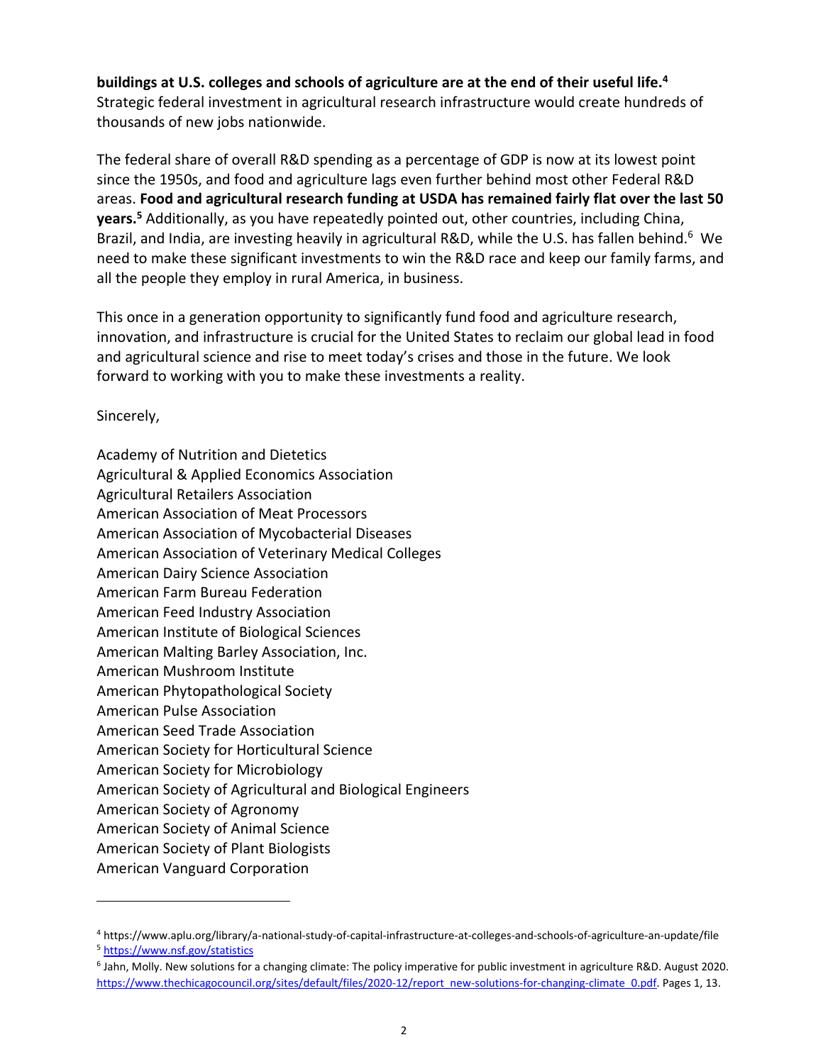**buildings at U.S. colleges and schools of agriculture are at the end of their useful life.[4]** Strategic federal investment in agricultural research infrastructure would create hundreds of thousands of new jobs nationwide.

The federal share of overall R&D spending as a percentage of GDP is now at its lowest point since the 1950s, and food and agriculture lags even further behind most other Federal R&D areas. **Food and agricultural research funding at USDA has remained fairly flat over the last 50 years.[5]** Additionally, as you have repeatedly pointed out, other countries, including China, Brazil, and India, are investing heavily in agricultural R&D, while the U.S. has fallen behind.[6] We need to make these significant investments to win the R&D race and keep our family farms, and all the people they employ in rural America, in business.

This once in a generation opportunity to significantly fund food and agriculture research, innovation, and infrastructure is crucial for the United States to reclaim our global lead in food and agricultural science and rise to meet today's crises and those in the future. We look forward to working with you to make these investments a reality.

Sincerely,

Academy of Nutrition and Dietetics
Agricultural & Applied Economics Association
Agricultural Retailers Association
American Association of Meat Processors
American Association of Mycobacterial Diseases
American Association of Veterinary Medical Colleges
American Dairy Science Association
American Farm Bureau Federation
American Feed Industry Association
American Institute of Biological Sciences
American Malting Barley Association, Inc.
American Mushroom Institute
American Phytopathological Society
American Pulse Association
American Seed Trade Association
American Society for Horticultural Science
American Society for Microbiology
American Society of Agricultural and Biological Engineers
American Society of Agronomy
American Society of Animal Science
American Society of Plant Biologists
American Vanguard Corporation

---

[4] https://www.aplu.org/library/a-national-study-of-capital-infrastructure-at-colleges-and-schools-of-agriculture-an-update/file

[5] https://www.nsf.gov/statistics

[6] Jahn, Molly. New solutions for a changing climate: The policy imperative for public investment in agriculture R&D. August 2020. https://www.thechicagocouncil.org/sites/default/files/2020-12/report_new-solutions-for-changing-climate_0.pdf. Pages 1, 13.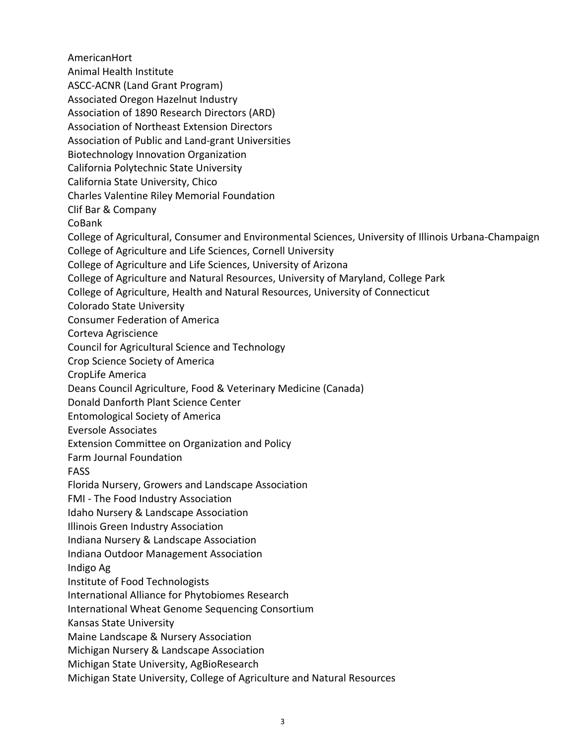AmericanHort
Animal Health Institute
ASCC-ACNR (Land Grant Program)
Associated Oregon Hazelnut Industry
Association of 1890 Research Directors (ARD)
Association of Northeast Extension Directors
Association of Public and Land-grant Universities
Biotechnology Innovation Organization
California Polytechnic State University
California State University, Chico
Charles Valentine Riley Memorial Foundation
Clif Bar & Company
CoBank
College of Agricultural, Consumer and Environmental Sciences, University of Illinois Urbana-Champaign
College of Agriculture and Life Sciences, Cornell University
College of Agriculture and Life Sciences, University of Arizona
College of Agriculture and Natural Resources, University of Maryland, College Park
College of Agriculture, Health and Natural Resources, University of Connecticut
Colorado State University
Consumer Federation of America
Corteva Agriscience
Council for Agricultural Science and Technology
Crop Science Society of America
CropLife America
Deans Council Agriculture, Food & Veterinary Medicine (Canada)
Donald Danforth Plant Science Center
Entomological Society of America
Eversole Associates
Extension Committee on Organization and Policy
Farm Journal Foundation
FASS
Florida Nursery, Growers and Landscape Association
FMI - The Food Industry Association
Idaho Nursery & Landscape Association
Illinois Green Industry Association
Indiana Nursery & Landscape Association
Indiana Outdoor Management Association
Indigo Ag
Institute of Food Technologists
International Alliance for Phytobiomes Research
International Wheat Genome Sequencing Consortium
Kansas State University
Maine Landscape & Nursery Association
Michigan Nursery & Landscape Association
Michigan State University, AgBioResearch
Michigan State University, College of Agriculture and Natural Resources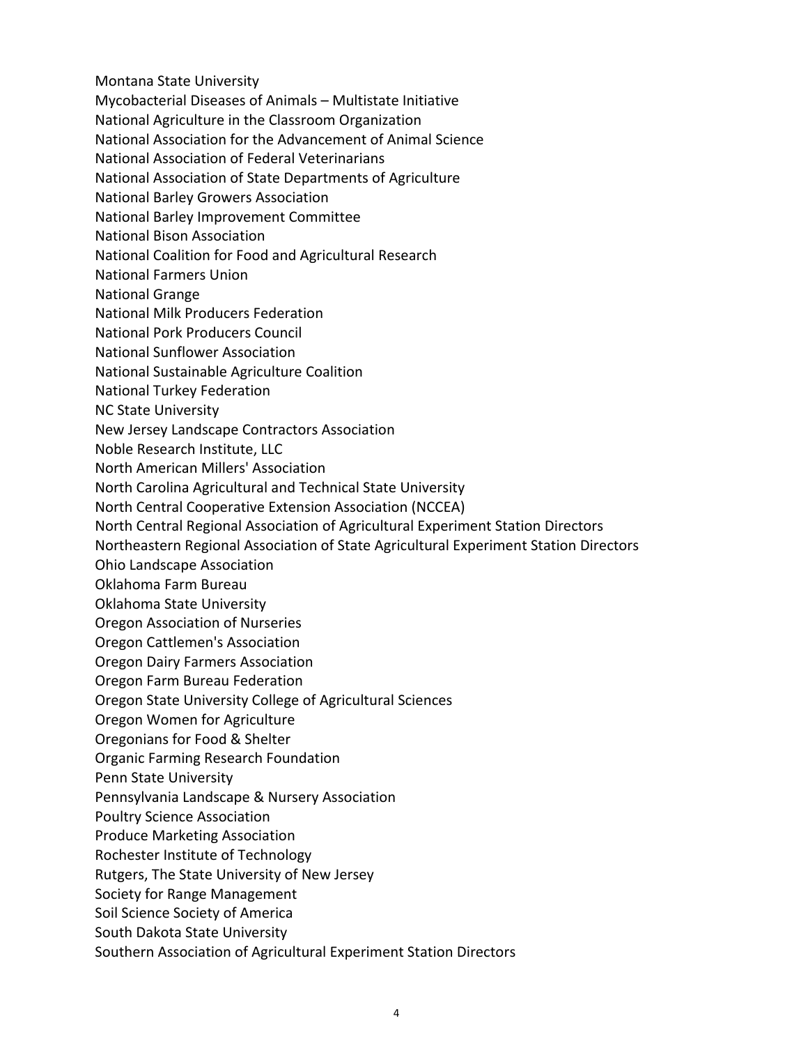Montana State University
Mycobacterial Diseases of Animals – Multistate Initiative
National Agriculture in the Classroom Organization
National Association for the Advancement of Animal Science
National Association of Federal Veterinarians
National Association of State Departments of Agriculture
National Barley Growers Association
National Barley Improvement Committee
National Bison Association
National Coalition for Food and Agricultural Research
National Farmers Union
National Grange
National Milk Producers Federation
National Pork Producers Council
National Sunflower Association
National Sustainable Agriculture Coalition
National Turkey Federation
NC State University
New Jersey Landscape Contractors Association
Noble Research Institute, LLC
North American Millers' Association
North Carolina Agricultural and Technical State University
North Central Cooperative Extension Association (NCCEA)
North Central Regional Association of Agricultural Experiment Station Directors
Northeastern Regional Association of State Agricultural Experiment Station Directors
Ohio Landscape Association
Oklahoma Farm Bureau
Oklahoma State University
Oregon Association of Nurseries
Oregon Cattlemen's Association
Oregon Dairy Farmers Association
Oregon Farm Bureau Federation
Oregon State University College of Agricultural Sciences
Oregon Women for Agriculture
Oregonians for Food & Shelter
Organic Farming Research Foundation
Penn State University
Pennsylvania Landscape & Nursery Association
Poultry Science Association
Produce Marketing Association
Rochester Institute of Technology
Rutgers, The State University of New Jersey
Society for Range Management
Soil Science Society of America
South Dakota State University
Southern Association of Agricultural Experiment Station Directors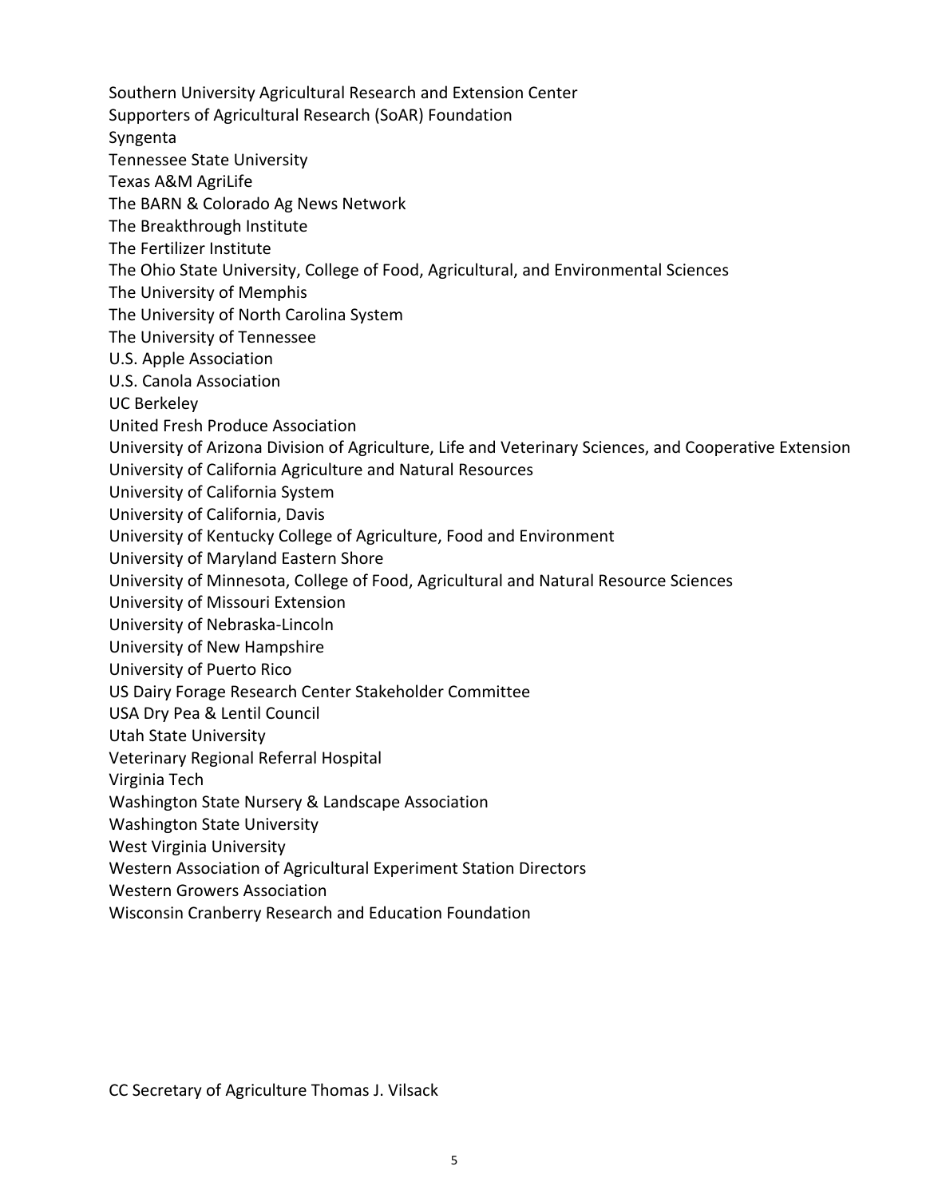Southern University Agricultural Research and Extension Center
Supporters of Agricultural Research (SoAR) Foundation
Syngenta
Tennessee State University
Texas A&M AgriLife
The BARN & Colorado Ag News Network
The Breakthrough Institute
The Fertilizer Institute
The Ohio State University, College of Food, Agricultural, and Environmental Sciences
The University of Memphis
The University of North Carolina System
The University of Tennessee
U.S. Apple Association
U.S. Canola Association
UC Berkeley
United Fresh Produce Association
University of Arizona Division of Agriculture, Life and Veterinary Sciences, and Cooperative Extension
University of California Agriculture and Natural Resources
University of California System
University of California, Davis
University of Kentucky College of Agriculture, Food and Environment
University of Maryland Eastern Shore
University of Minnesota, College of Food, Agricultural and Natural Resource Sciences
University of Missouri Extension
University of Nebraska-Lincoln
University of New Hampshire
University of Puerto Rico
US Dairy Forage Research Center Stakeholder Committee
USA Dry Pea & Lentil Council
Utah State University
Veterinary Regional Referral Hospital
Virginia Tech
Washington State Nursery & Landscape Association
Washington State University
West Virginia University
Western Association of Agricultural Experiment Station Directors
Western Growers Association
Wisconsin Cranberry Research and Education Foundation

CC Secretary of Agriculture Thomas J. Vilsack